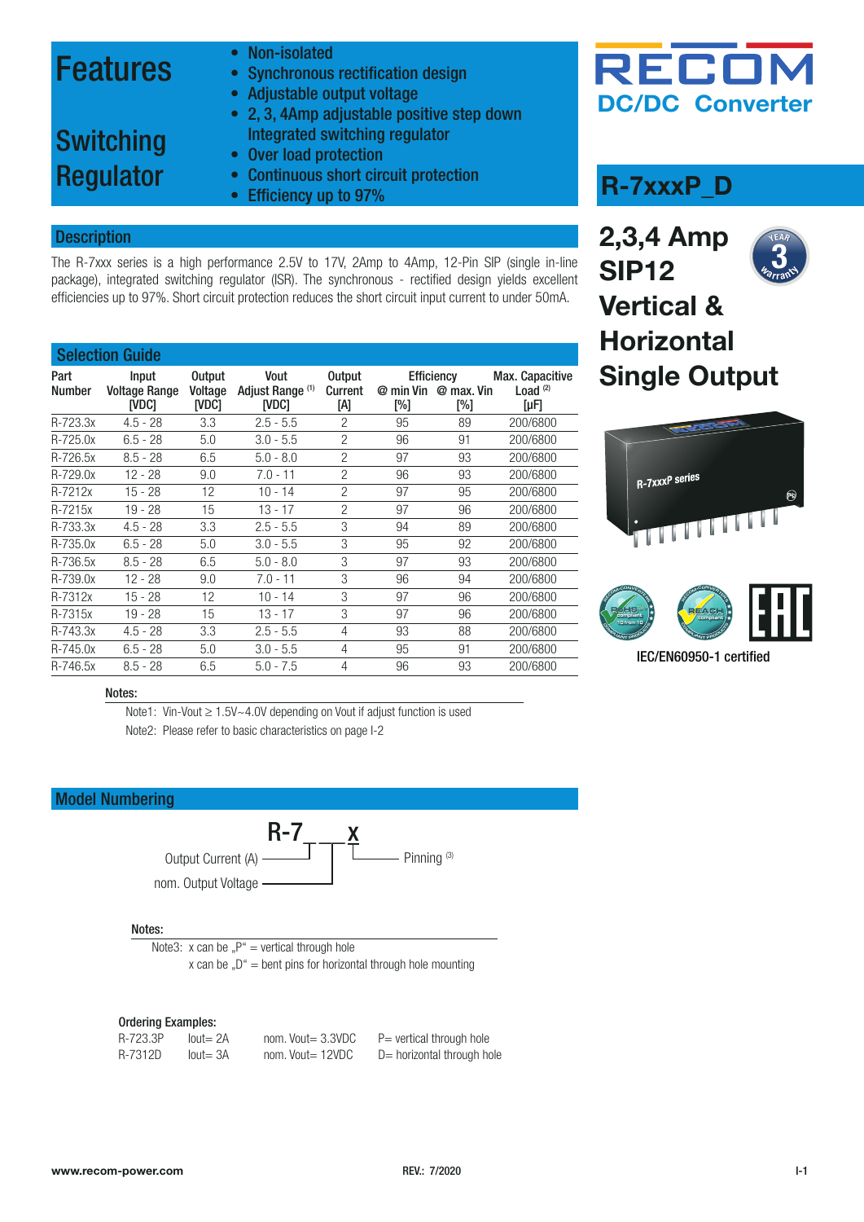# Features

# Switching Regulator

- Non-isolated
- Synchronous rectification design
- Adjustable output voltage
- 2, 3, 4Amp adjustable positive step down Integrated switching regulator
- Over load protection
- Continuous short circuit protection
- Efficiency up to 97%

RECOM

DC/DC Converter

## R-7xxxP_D

**2,3,4 Amp SIP12 Vertical & Horizontal Single Output**

3 Year Warranty

IEC/EN60950-1 certified

## Description

The R-7xxx series is a high performance 2.5V to 17V, 2Amp to 4Amp, 12-Pin SIP (single in-line package), integrated switching regulator (ISR). The synchronous - rectified design yields excellent efficiencies up to 97%. Short circuit protection reduces the short circuit input current to under 50mA.

## Selection Guide

| Part Number | Input Voltage Range [VDC] | Output Voltage [VDC] | Vout Adjust Range (1) [VDC] | Output Current [A] | Efficiency @ min Vin [%] | Efficiency @ max. Vin [%] | Max. Capacitive Load (2) [µF] |
|---|---|---|---|---|---|---|---|
| R-723.3x | 4.5 - 28 | 3.3 | 2.5 - 5.5 | 2 | 95 | 89 | 200/6800 |
| R-725.0x | 6.5 - 28 | 5.0 | 3.0 - 5.5 | 2 | 96 | 91 | 200/6800 |
| R-726.5x | 8.5 - 28 | 6.5 | 5.0 - 8.0 | 2 | 97 | 93 | 200/6800 |
| R-729.0x | 12 - 28 | 9.0 | 7.0 - 11 | 2 | 96 | 93 | 200/6800 |
| R-7212x | 15 - 28 | 12 | 10 - 14 | 2 | 97 | 95 | 200/6800 |
| R-7215x | 19 - 28 | 15 | 13 - 17 | 2 | 97 | 96 | 200/6800 |
| R-733.3x | 4.5 - 28 | 3.3 | 2.5 - 5.5 | 3 | 94 | 89 | 200/6800 |
| R-735.0x | 6.5 - 28 | 5.0 | 3.0 - 5.5 | 3 | 95 | 92 | 200/6800 |
| R-736.5x | 8.5 - 28 | 6.5 | 5.0 - 8.0 | 3 | 97 | 93 | 200/6800 |
| R-739.0x | 12 - 28 | 9.0 | 7.0 - 11 | 3 | 96 | 94 | 200/6800 |
| R-7312x | 15 - 28 | 12 | 10 - 14 | 3 | 97 | 96 | 200/6800 |
| R-7315x | 19 - 28 | 15 | 13 - 17 | 3 | 97 | 96 | 200/6800 |
| R-743.3x | 4.5 - 28 | 3.3 | 2.5 - 5.5 | 4 | 93 | 88 | 200/6800 |
| R-745.0x | 6.5 - 28 | 5.0 | 3.0 - 5.5 | 4 | 95 | 91 | 200/6800 |
| R-746.5x | 8.5 - 28 | 6.5 | 5.0 - 7.5 | 4 | 96 | 93 | 200/6800 |

**Notes:**

Note1: Vin-Vout ≥ 1.5V~4.0V depending on Vout if adjust function is used

Note2: Please refer to basic characteristics on page I-2

## Model Numbering

R-7 _ _ x

Output Current (A)

nom. Output Voltage

Pinning (3)

**Notes:**

Note3: x can be „P“ = vertical through hole

x can be „D“ = bent pins for horizontal through hole mounting

**Ordering Examples:**

| | | | |
|---|---|---|---|
| R-723.3P | Iout= 2A | nom. Vout= 3.3VDC | P= vertical through hole |
| R-7312D | Iout= 3A | nom. Vout= 12VDC | D= horizontal through hole |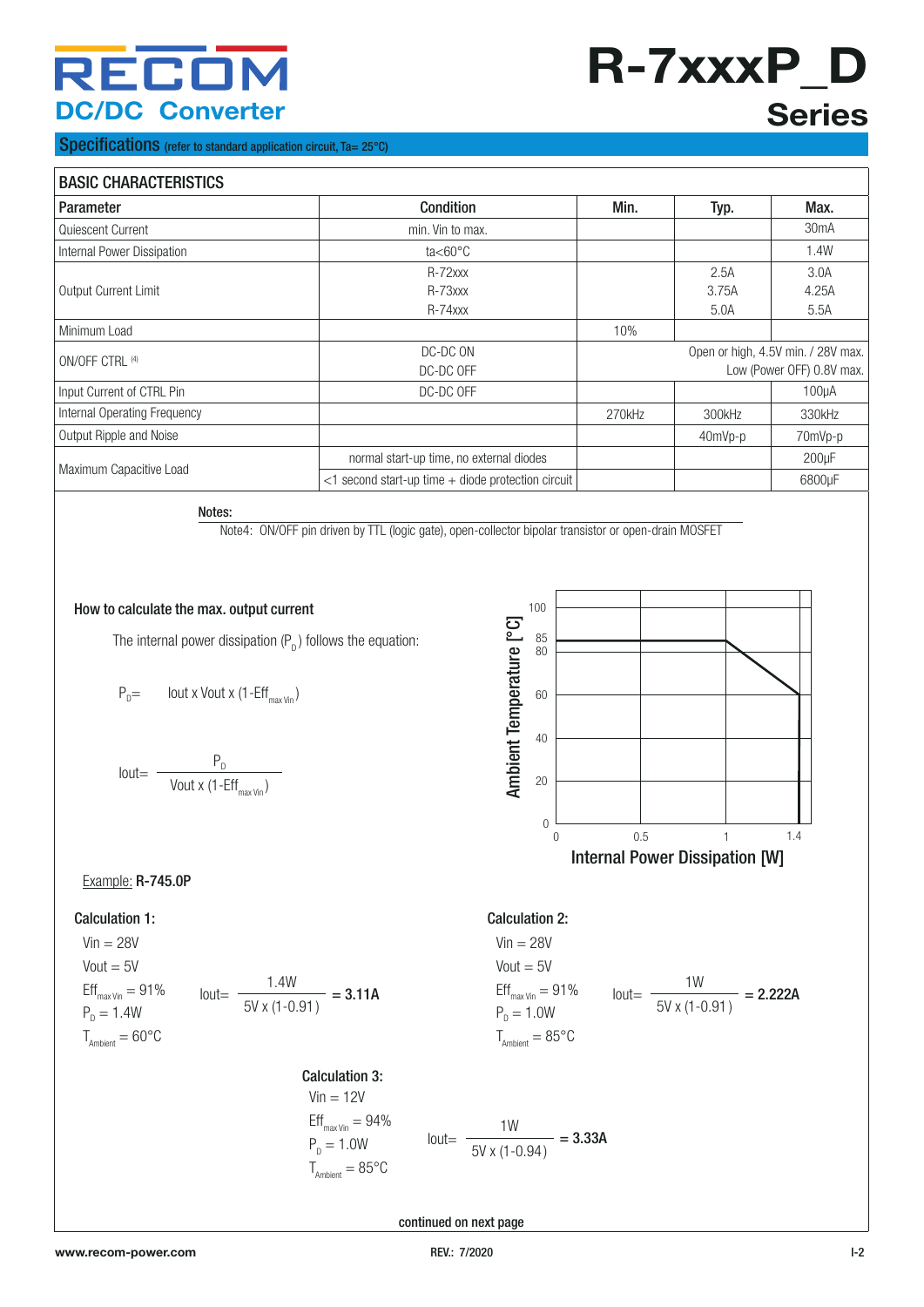## Specifications (refer to standard application circuit, Ta= 25°C)

### BASIC CHARACTERISTICS

| Parameter | Condition | Min. | Typ. | Max. |
|---|---|---|---|---|
| Quiescent Current | min. Vin to max. | | | 30mA |
| Internal Power Dissipation | ta<60°C | | | 1.4W |
| Output Current Limit | R-72xxx<br>R-73xxx<br>R-74xxx | | 2.5A<br>3.75A<br>5.0A | 3.0A<br>4.25A<br>5.5A |
| Minimum Load | | 10% | | |
| ON/OFF CTRL [4] | DC-DC ON<br>DC-DC OFF | Open or high, 4.5V min. / 28V max.<br>Low (Power OFF) 0.8V max. | | |
| Input Current of CTRL Pin | DC-DC OFF | | | 100µA |
| Internal Operating Frequency | | 270kHz | 300kHz | 330kHz |
| Output Ripple and Noise | | | 40mVp-p | 70mVp-p |
| Maximum Capacitive Load | normal start-up time, no external diodes | | | 200µF |
| | <1 second start-up time + diode protection circuit | | | 6800µF |

**Notes:**

Note4: ON/OFF pin driven by TTL (logic gate), open-collector bipolar transistor or open-drain MOSFET

### How to calculate the max. output current

The internal power dissipation ($P_D$) follows the equation:

$$P_D = Iout \times Vout \times (1 - Eff_{max\ Vin})$$

$$Iout = \frac{P_D}{Vout \times (1 - Eff_{max\ Vin})}$$

Ambient Temperature [°C]
100
85
80
60
40
20
0
0
0.5
1
1.4
Internal Power Dissipation [W]

Example: **R-745.0P**

**Calculation 1:**

Vin = 28V
Vout = 5V
$Eff_{max\ Vin} = 91\%$
$P_D = 1.4W$
$T_{Ambient} = 60°C$

$$Iout = \frac{1.4W}{5V \times (1-0.91)} = \mathbf{3.11A}$$

**Calculation 2:**

Vin = 28V
Vout = 5V
$Eff_{max\ Vin} = 91\%$
$P_D = 1.0W$
$T_{Ambient} = 85°C$

$$Iout = \frac{1W}{5V \times (1-0.91)} = \mathbf{2.222A}$$

**Calculation 3:**

Vin = 12V
$Eff_{max\ Vin} = 94\%$
$P_D = 1.0W$
$T_{Ambient} = 85°C$

$$Iout = \frac{1W}{5V \times (1-0.94)} = \mathbf{3.33A}$$

continued on next page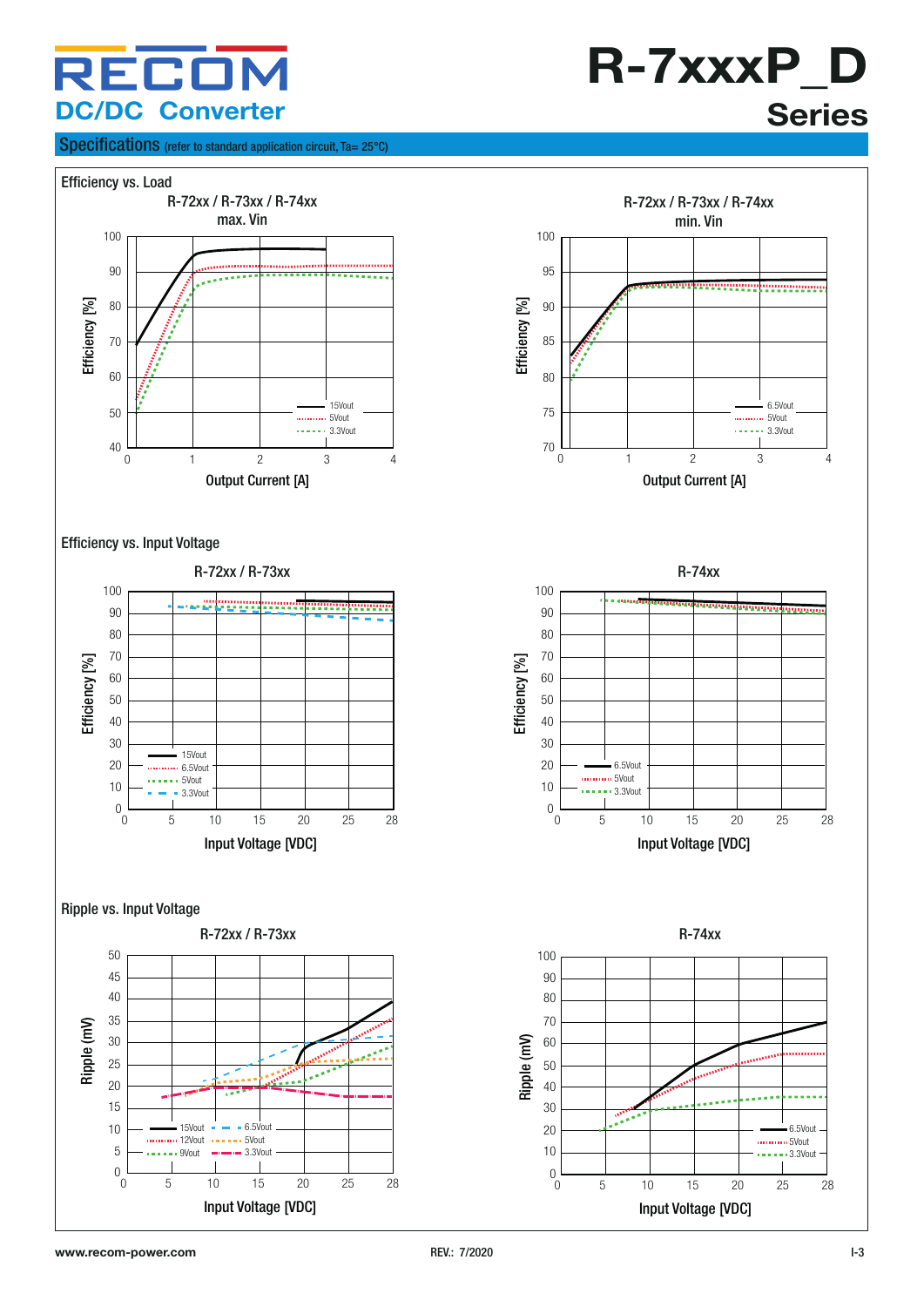RECOM
DC/DC Converter

# R-7xxxP_D Series

## Specifications (refer to standard application circuit, Ta= 25°C)

### Efficiency vs. Load

R-72xx / R-73xx / R-74xx
max. Vin

Efficiency [%]
100
90
80
70
60
50
40
0 1 2 3 4
Output Current [A]
15Vout
5Vout
3.3Vout

R-72xx / R-73xx / R-74xx
min. Vin

Efficiency [%]
100
95
90
85
80
75
70
0 1 2 3 4
Output Current [A]
6.5Vout
5Vout
3.3Vout

### Efficiency vs. Input Voltage

R-72xx / R-73xx

Efficiency [%]
100
90
80
70
60
50
40
30
20
10
0
0 5 10 15 20 25 28
Input Voltage [VDC]
15Vout
6.5Vout
5Vout
3.3Vout

R-74xx

Efficiency [%]
100
90
80
70
60
50
40
30
20
10
0
0 5 10 15 20 25 28
Input Voltage [VDC]
6.5Vout
5Vout
3.3Vout

### Ripple vs. Input Voltage

R-72xx / R-73xx

Ripple (mV)
50
45
40
35
30
25
20
15
10
5
0
0 5 10 15 20 25 28
Input Voltage [VDC]
15Vout
12Vout
9Vout
6.5Vout
5Vout
3.3Vout

R-74xx

Ripple (mV)
100
90
80
70
60
50
40
30
20
10
0
0 5 10 15 20 25 28
Input Voltage [VDC]
6.5Vout
5Vout
3.3Vout

www.recom-power.com REV.: 7/2020 I-3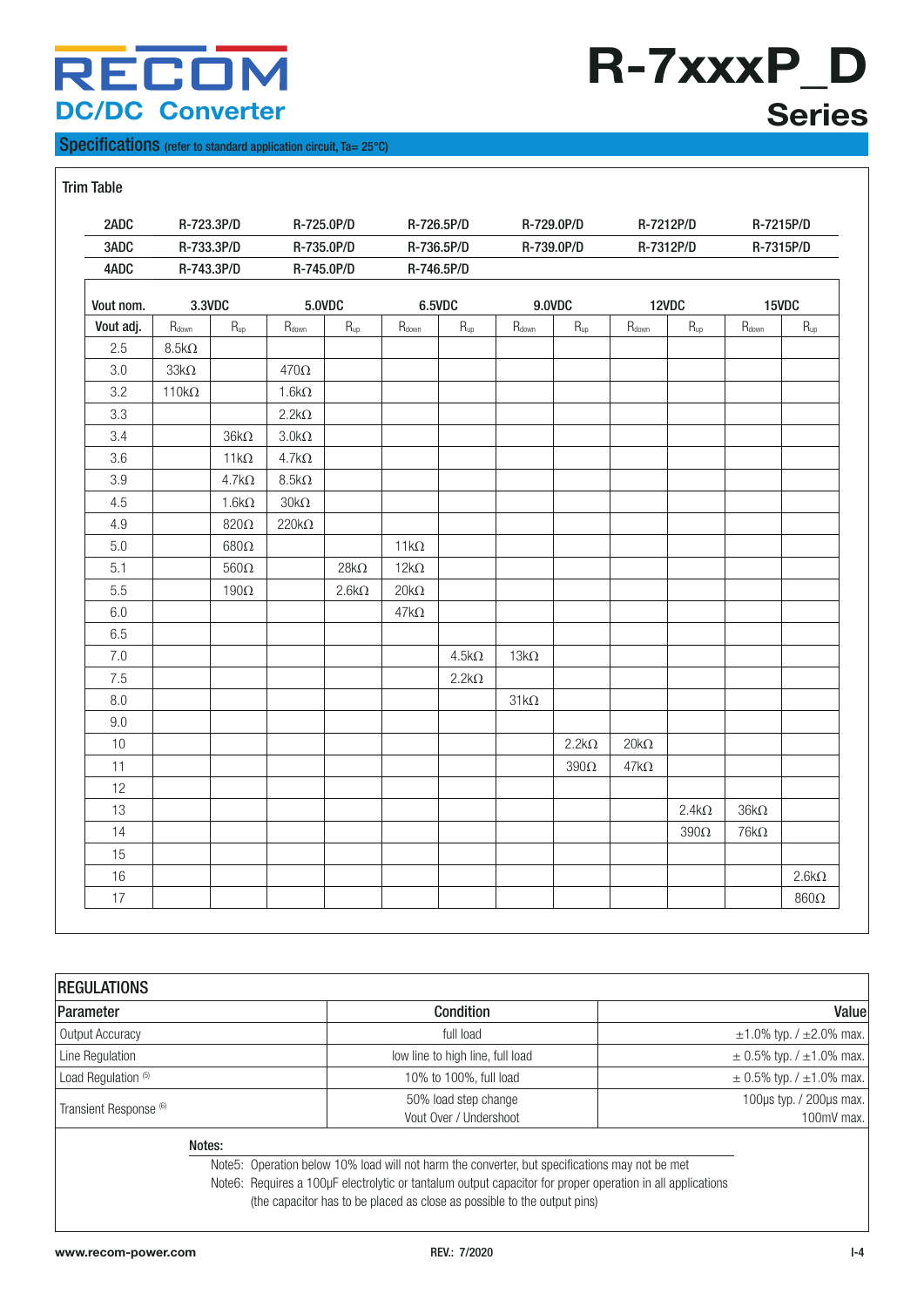## Specifications (refer to standard application circuit, Ta= 25°C)

### Trim Table

| 2ADC | R-723.3P/D | | R-725.0P/D | | R-726.5P/D | | R-729.0P/D | | R-7212P/D | | R-7215P/D | |
|---|---|---|---|---|---|---|---|---|---|---|---|---|
| 3ADC | R-733.3P/D | | R-735.0P/D | | R-736.5P/D | | R-739.0P/D | | R-7312P/D | | R-7315P/D | |
| 4ADC | R-743.3P/D | | R-745.0P/D | | R-746.5P/D | | | | | | | |
| Vout nom. | 3.3VDC | | 5.0VDC | | 6.5VDC | | 9.0VDC | | 12VDC | | 15VDC | |
| Vout adj. | $R_{down}$ | $R_{up}$ | $R_{down}$ | $R_{up}$ | $R_{down}$ | $R_{up}$ | $R_{down}$ | $R_{up}$ | $R_{down}$ | $R_{up}$ | $R_{down}$ | $R_{up}$ |
| 2.5 | 8.5kΩ | | | | | | | | | | | |
| 3.0 | 33kΩ | | 470Ω | | | | | | | | | |
| 3.2 | 110kΩ | | 1.6kΩ | | | | | | | | | |
| 3.3 | | | 2.2kΩ | | | | | | | | | |
| 3.4 | | 36kΩ | 3.0kΩ | | | | | | | | | |
| 3.6 | | 11kΩ | 4.7kΩ | | | | | | | | | |
| 3.9 | | 4.7kΩ | 8.5kΩ | | | | | | | | | |
| 4.5 | | 1.6kΩ | 30kΩ | | | | | | | | | |
| 4.9 | | 820Ω | 220kΩ | | | | | | | | | |
| 5.0 | | 680Ω | | | 11kΩ | | | | | | | |
| 5.1 | | 560Ω | | 28kΩ | 12kΩ | | | | | | | |
| 5.5 | | 190Ω | | 2.6kΩ | 20kΩ | | | | | | | |
| 6.0 | | | | | 47kΩ | | | | | | | |
| 6.5 | | | | | | | | | | | | |
| 7.0 | | | | | | 4.5kΩ | 13kΩ | | | | | |
| 7.5 | | | | | | 2.2kΩ | | | | | | |
| 8.0 | | | | | | | 31kΩ | | | | | |
| 9.0 | | | | | | | | | | | | |
| 10 | | | | | | | | 2.2kΩ | 20kΩ | | | |
| 11 | | | | | | | | 390Ω | 47kΩ | | | |
| 12 | | | | | | | | | | | | |
| 13 | | | | | | | | | | 2.4kΩ | 36kΩ | |
| 14 | | | | | | | | | | 390Ω | 76kΩ | |
| 15 | | | | | | | | | | | | |
| 16 | | | | | | | | | | | | 2.6kΩ |
| 17 | | | | | | | | | | | | 860Ω |

### REGULATIONS

| Parameter | Condition | Value |
|---|---|---|
| Output Accuracy | full load | ±1.0% typ. / ±2.0% max. |
| Line Regulation | low line to high line, full load | ± 0.5% typ. / ±1.0% max. |
| Load Regulation (5) | 10% to 100%, full load | ± 0.5% typ. / ±1.0% max. |
| Transient Response (6) | 50% load step change<br>Vout Over / Undershoot | 100µs typ. / 200µs max.<br>100mV max. |

**Notes:**

Note5: Operation below 10% load will not harm the converter, but specifications may not be met

Note6: Requires a 100µF electrolytic or tantalum output capacitor for proper operation in all applications (the capacitor has to be placed as close as possible to the output pins)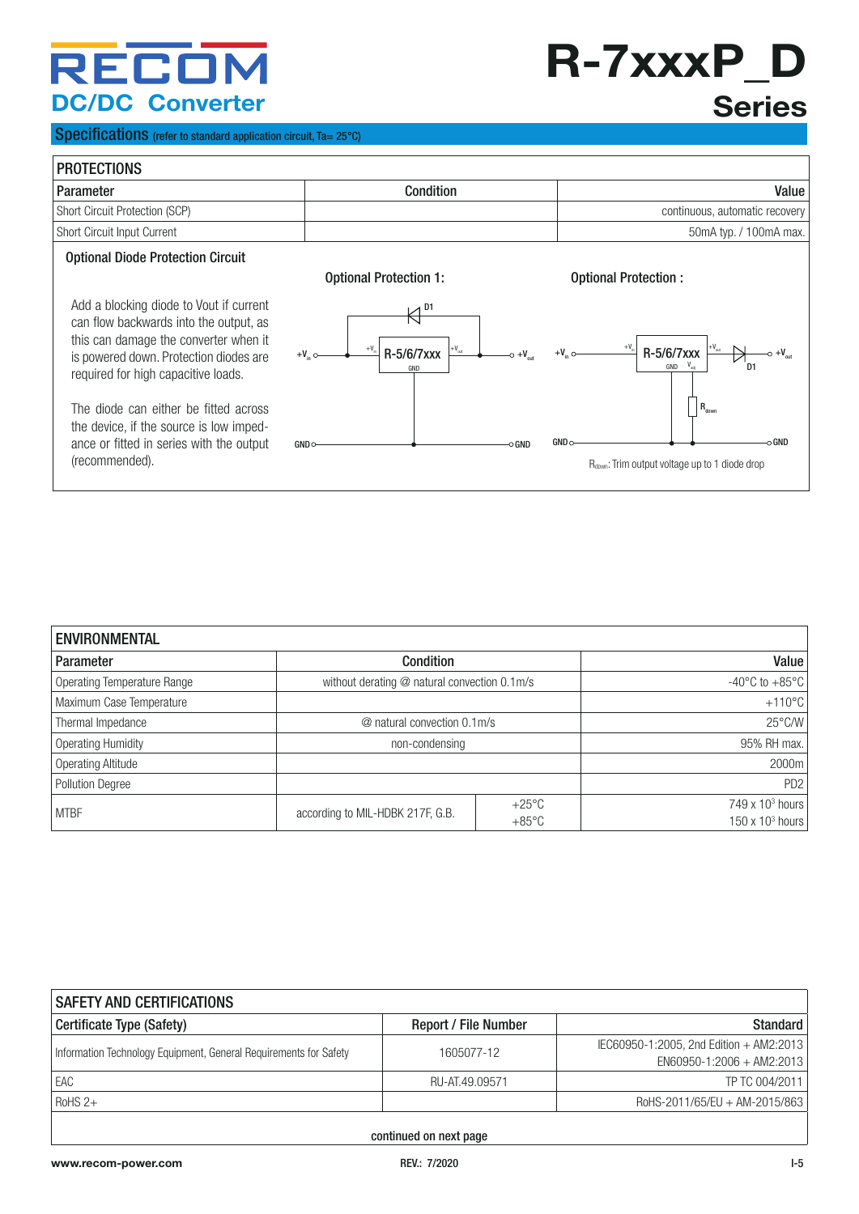## Specifications (refer to standard application circuit, Ta= 25°C)

| PROTECTIONS | | |
|---|---|---|
| **Parameter** | **Condition** | **Value** |
| Short Circuit Protection (SCP) | | continuous, automatic recovery |
| Short Circuit Input Current | | 50mA typ. / 100mA max. |

### Optional Diode Protection Circuit

Add a blocking diode to Vout if current can flow backwards into the output, as this can damage the converter when it is powered down. Protection diodes are required for high capacitive loads.

The diode can either be fitted across the device, if the source is low impedance or fitted in series with the output (recommended).

Optional Protection 1:

D1
$+V_{in}$
$+V_{in}$
R-5/6/7xxx
$+V_{out}$
GND
$+V_{out}$
GND
GND

Optional Protection :

$+V_{in}$
$+V_{in}$
R-5/6/7xxx
$+V_{out}$
GND
$V_{adj}$
D1
$+V_{out}$
$R_{down}$
GND
GND

$R_{down}$: Trim output voltage up to 1 diode drop

| ENVIRONMENTAL | | | |
|---|---|---|---|
| **Parameter** | **Condition** | | **Value** |
| Operating Temperature Range | without derating @ natural convection 0.1m/s | | -40°C to +85°C |
| Maximum Case Temperature | | | +110°C |
| Thermal Impedance | @ natural convection 0.1m/s | | 25°C/W |
| Operating Humidity | non-condensing | | 95% RH max. |
| Operating Altitude | | | 2000m |
| Pollution Degree | | | PD2 |
| MTBF | according to MIL-HDBK 217F, G.B. | +25°C | 749 x $10^3$ hours |
| | | +85°C | 150 x $10^3$ hours |

| SAFETY AND CERTIFICATIONS | | |
|---|---|---|
| **Certificate Type (Safety)** | **Report / File Number** | **Standard** |
| Information Technology Equipment, General Requirements for Safety | 1605077-12 | IEC60950-1:2005, 2nd Edition + AM2:2013<br>EN60950-1:2006 + AM2:2013 |
| EAC | RU-AT.49.09571 | TP TC 004/2011 |
| RoHS 2+ | | RoHS-2011/65/EU + AM-2015/863 |

continued on next page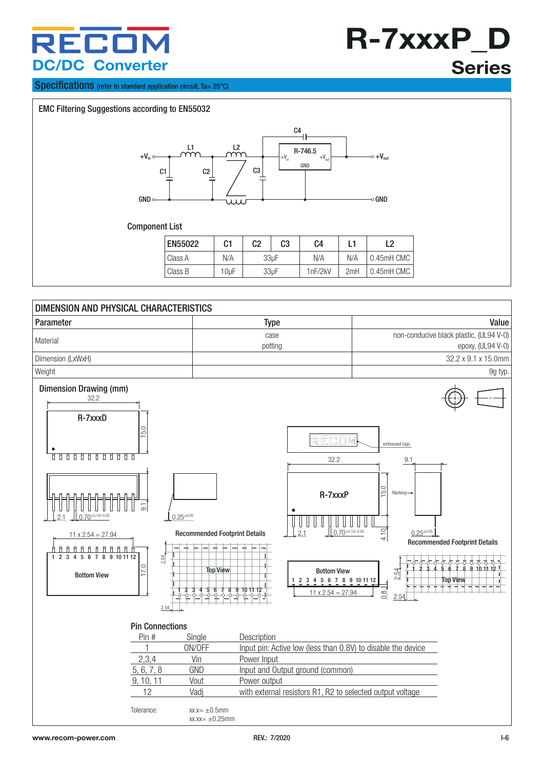# RECOM DC/DC Converter

# R-7xxxP_D Series

## Specifications (refer to standard application circuit, Ta= 25°C)

### EMC Filtering Suggestions according to EN55032

C4
L1
L2
R-746.5
+Vin
+Vin
+Vout
+Vout
GND
C1
C2
C3
GND
GND

#### Component List

| EN55022 | C1 | C2 | C3 | C4 | L1 | L2 |
|---|---|---|---|---|---|---|
| Class A | N/A | 33µF | | N/A | N/A | 0.45mH CMC |
| Class B | 10µF | 33µF | | 1nF/2kV | 2mH | 0.45mH CMC |

### DIMENSION AND PHYSICAL CHARACTERISTICS

| Parameter | Type | Value |
|---|---|---|
| Material | case<br>potting | non-conducive black plastic, (UL94 V-0)<br>epoxy, (UL94 V-0) |
| Dimension (LxWxH) | | 32.2 x 9.1 x 15.0mm |
| Weight | | 9g typ. |

#### Dimension Drawing (mm)

32.2
R-7xxxD
15.0
9.1
2.1
0.70 +0.10/-0.05
0.25 ±0.05
11 x 2.54 = 27.94
1 2 3 4 5 6 7 8 9 10 11 12
Bottom View
17.0
Recommended Footprint Details
2.54
Top View
1 2 3 4 5 6 7 8 9 10 11 12
2.54

embossed logo
32.2
9.1
R-7xxxP
15.0
Marking
2.1
0.70 +0.10/-0.05
4.10
0.25 ±0.05
Recommended Footprint Details
Bottom View
1 2 3 4 5 6 7 8 9 10 11 12
11 x 2.54 = 27.94
0.8
2.54
1 2 3 4 5 6 7 8 9 10 11 12
Top View
2.54

#### Pin Connections

| Pin # | Single | Description |
|---|---|---|
| 1 | ON/OFF | Input pin: Active low (less than 0.8V) to disable the device |
| 2,3,4 | Vin | Power Input |
| 5, 6, 7, 8 | GND | Input and Output ground (common) |
| 9, 10, 11 | Vout | Power output |
| 12 | Vadj | with external resistors R1, R2 to selected output voltage |

Tolerance: xx.x= ±0.5mm
xx.xx= ±0.25mm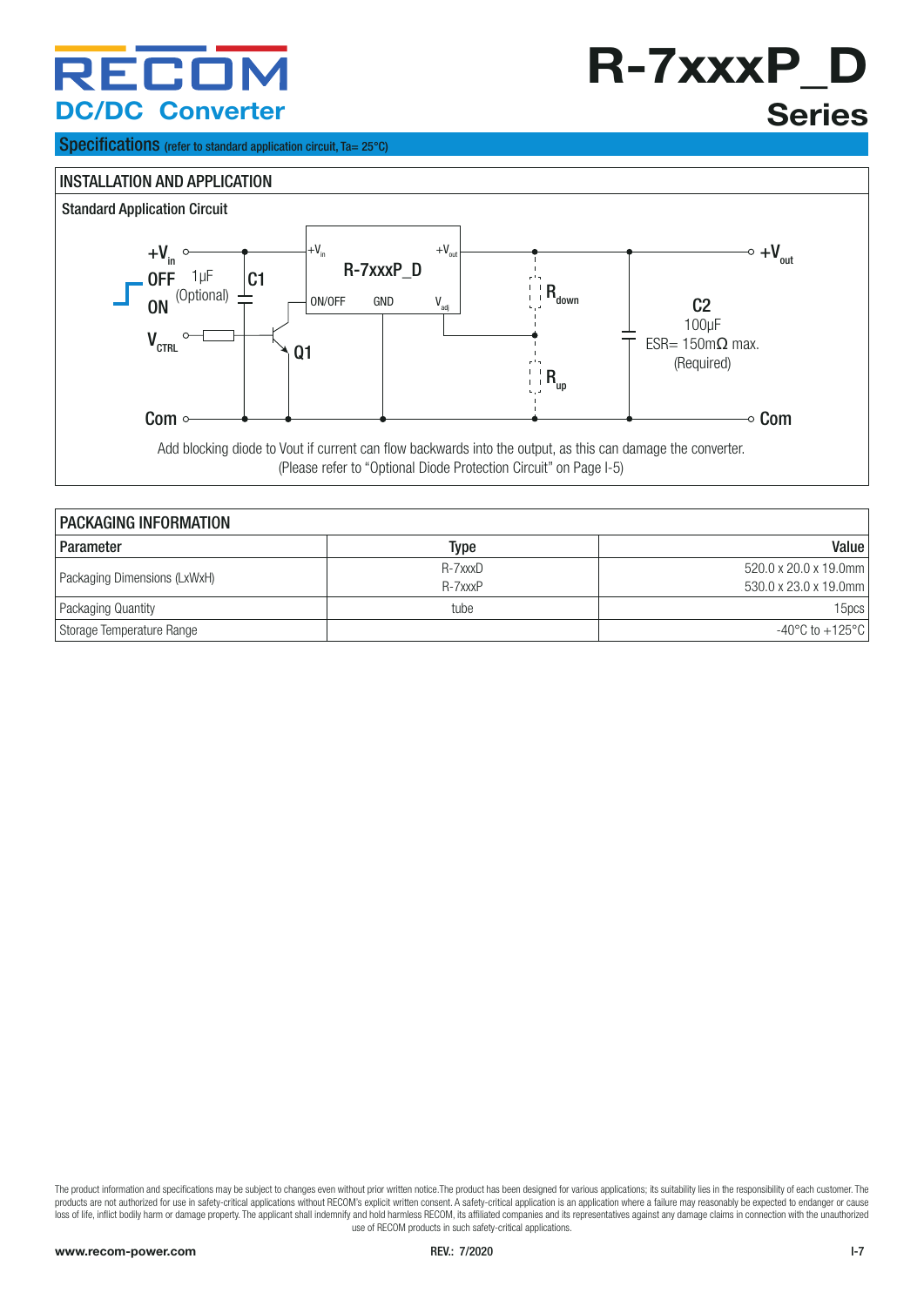# R-7xxxP_D Series

## DC/DC Converter

### Specifications (refer to standard application circuit, Ta= 25°C)

#### INSTALLATION AND APPLICATION

**Standard Application Circuit**

$+V_{in}$
OFF
ON
1µF
(Optional)
C1
$V_{CTRL}$
Q1
R-7xxxP_D
$+V_{in}$
$+V_{out}$
ON/OFF
GND
$V_{adj}$
$R_{down}$
$R_{up}$
C2
100µF
ESR= 150mΩ max.
(Required)
$+V_{out}$
Com
Com

Add blocking diode to Vout if current can flow backwards into the output, as this can damage the converter.
(Please refer to "Optional Diode Protection Circuit" on Page I-5)

#### PACKAGING INFORMATION

| Parameter | Type | Value |
|---|---|---|
| Packaging Dimensions (LxWxH) | R-7xxxD | 520.0 x 20.0 x 19.0mm |
| | R-7xxxP | 530.0 x 23.0 x 19.0mm |
| Packaging Quantity | tube | 15pcs |
| Storage Temperature Range | | -40°C to +125°C |

The product information and specifications may be subject to changes even without prior written notice.The product has been designed for various applications; its suitability lies in the responsibility of each customer. The products are not authorized for use in safety-critical applications without RECOM's explicit written consent. A safety-critical application is an application where a failure may reasonably be expected to endanger or cause loss of life, inflict bodily harm or damage property. The applicant shall indemnify and hold harmless RECOM, its affiliated companies and its representatives against any damage claims in connection with the unauthorized use of RECOM products in such safety-critical applications.

www.recom-power.com REV.: 7/2020